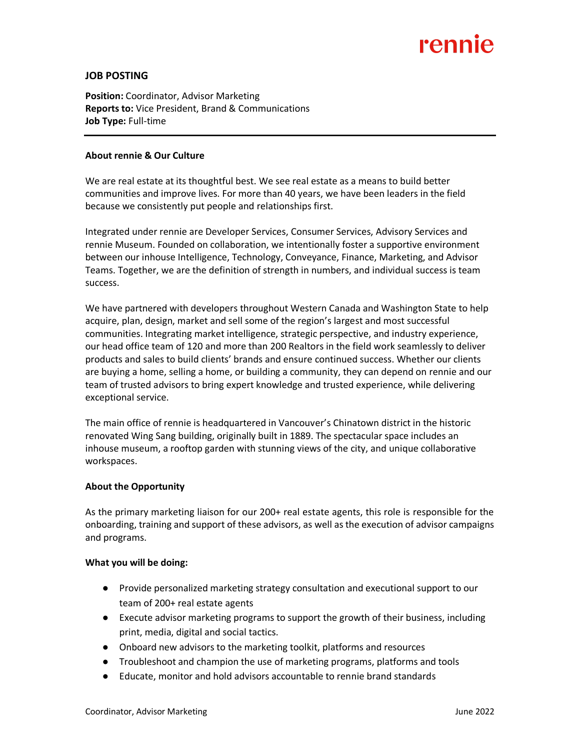rennie

# JOB POSTING

**Position:** Coordinator, Advisor Marketing
**Reports to:** Vice President, Brand & Communications
**Job Type:** Full-time

---

## About rennie & Our Culture

We are real estate at its thoughtful best. We see real estate as a means to build better communities and improve lives. For more than 40 years, we have been leaders in the field because we consistently put people and relationships first.

Integrated under rennie are Developer Services, Consumer Services, Advisory Services and rennie Museum. Founded on collaboration, we intentionally foster a supportive environment between our inhouse Intelligence, Technology, Conveyance, Finance, Marketing, and Advisor Teams. Together, we are the definition of strength in numbers, and individual success is team success.

We have partnered with developers throughout Western Canada and Washington State to help acquire, plan, design, market and sell some of the region's largest and most successful communities. Integrating market intelligence, strategic perspective, and industry experience, our head office team of 120 and more than 200 Realtors in the field work seamlessly to deliver products and sales to build clients' brands and ensure continued success. Whether our clients are buying a home, selling a home, or building a community, they can depend on rennie and our team of trusted advisors to bring expert knowledge and trusted experience, while delivering exceptional service.

The main office of rennie is headquartered in Vancouver's Chinatown district in the historic renovated Wing Sang building, originally built in 1889. The spectacular space includes an inhouse museum, a rooftop garden with stunning views of the city, and unique collaborative workspaces.

## About the Opportunity

As the primary marketing liaison for our 200+ real estate agents, this role is responsible for the onboarding, training and support of these advisors, as well as the execution of advisor campaigns and programs.

## What you will be doing:

- Provide personalized marketing strategy consultation and executional support to our team of 200+ real estate agents
- Execute advisor marketing programs to support the growth of their business, including print, media, digital and social tactics.
- Onboard new advisors to the marketing toolkit, platforms and resources
- Troubleshoot and champion the use of marketing programs, platforms and tools
- Educate, monitor and hold advisors accountable to rennie brand standards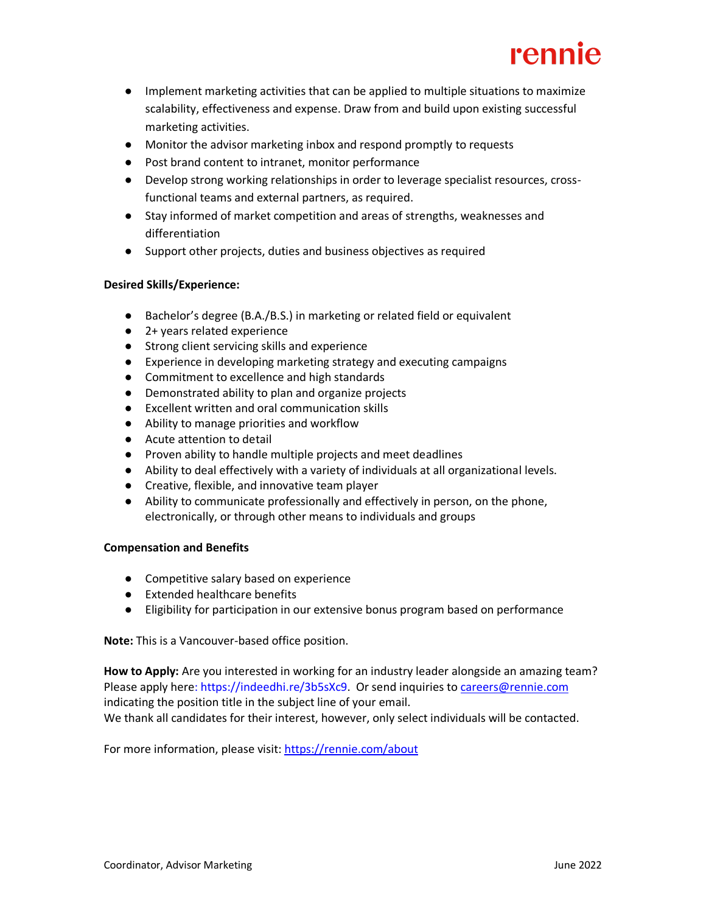- Implement marketing activities that can be applied to multiple situations to maximize scalability, effectiveness and expense. Draw from and build upon existing successful marketing activities.
- Monitor the advisor marketing inbox and respond promptly to requests
- Post brand content to intranet, monitor performance
- Develop strong working relationships in order to leverage specialist resources, cross-functional teams and external partners, as required.
- Stay informed of market competition and areas of strengths, weaknesses and differentiation
- Support other projects, duties and business objectives as required

**Desired Skills/Experience:**

- Bachelor's degree (B.A./B.S.) in marketing or related field or equivalent
- 2+ years related experience
- Strong client servicing skills and experience
- Experience in developing marketing strategy and executing campaigns
- Commitment to excellence and high standards
- Demonstrated ability to plan and organize projects
- Excellent written and oral communication skills
- Ability to manage priorities and workflow
- Acute attention to detail
- Proven ability to handle multiple projects and meet deadlines
- Ability to deal effectively with a variety of individuals at all organizational levels.
- Creative, flexible, and innovative team player
- Ability to communicate professionally and effectively in person, on the phone, electronically, or through other means to individuals and groups

**Compensation and Benefits**

- Competitive salary based on experience
- Extended healthcare benefits
- Eligibility for participation in our extensive bonus program based on performance

**Note:** This is a Vancouver-based office position.

**How to Apply:** Are you interested in working for an industry leader alongside an amazing team? Please apply here: https://indeedhi.re/3b5sXc9. Or send inquiries to careers@rennie.com indicating the position title in the subject line of your email.
We thank all candidates for their interest, however, only select individuals will be contacted.

For more information, please visit: https://rennie.com/about